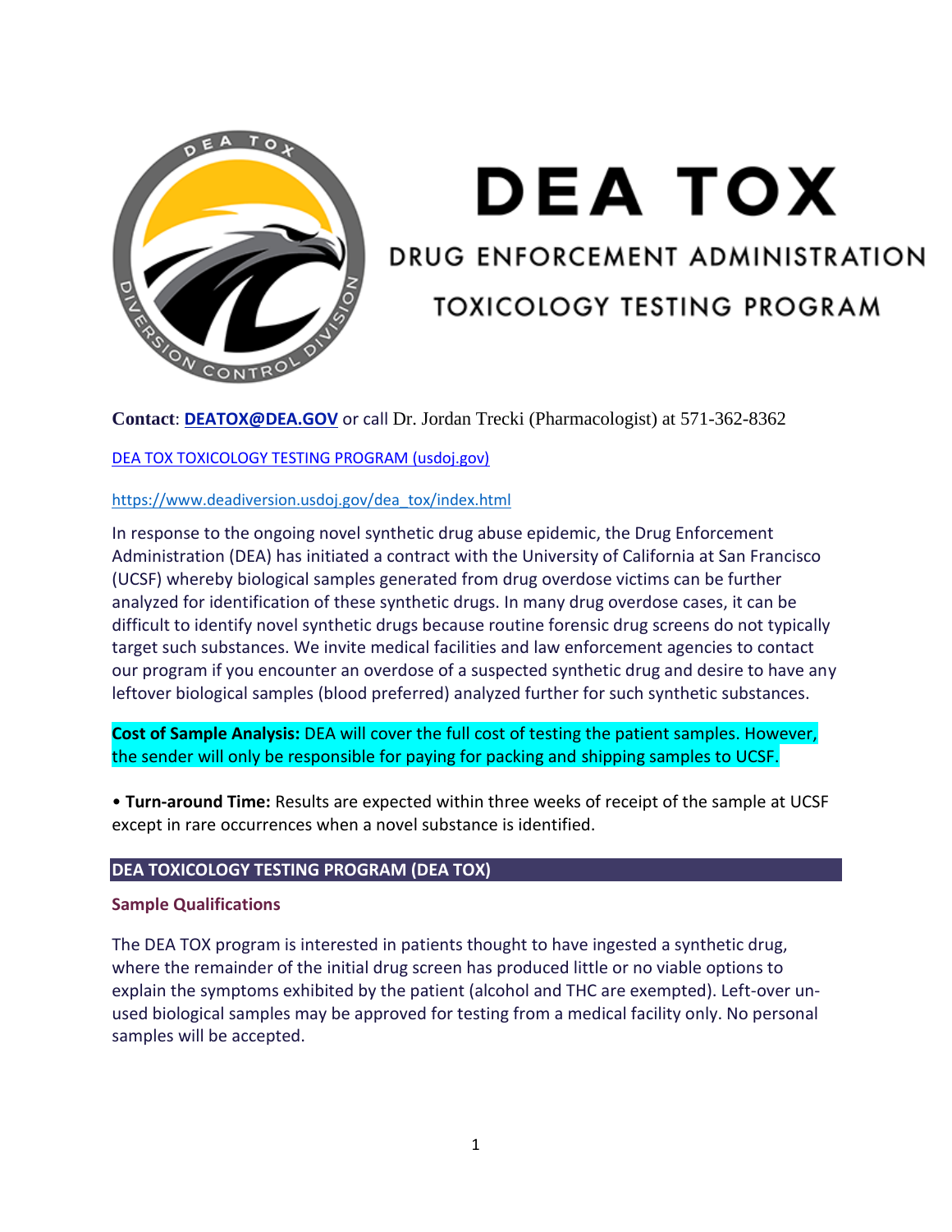# DEA TOX

## DRUG ENFORCEMENT ADMINISTRATION

## TOXICOLOGY TESTING PROGRAM

**Contact**: **DEATOX@DEA.GOV** or call Dr. Jordan Trecki (Pharmacologist) at 571-362-8362

DEA TOX TOXICOLOGY TESTING PROGRAM (usdoj.gov)

https://www.deadiversion.usdoj.gov/dea_tox/index.html

In response to the ongoing novel synthetic drug abuse epidemic, the Drug Enforcement Administration (DEA) has initiated a contract with the University of California at San Francisco (UCSF) whereby biological samples generated from drug overdose victims can be further analyzed for identification of these synthetic drugs. In many drug overdose cases, it can be difficult to identify novel synthetic drugs because routine forensic drug screens do not typically target such substances. We invite medical facilities and law enforcement agencies to contact our program if you encounter an overdose of a suspected synthetic drug and desire to have any leftover biological samples (blood preferred) analyzed further for such synthetic substances.

**Cost of Sample Analysis:** DEA will cover the full cost of testing the patient samples. However, the sender will only be responsible for paying for packing and shipping samples to UCSF.

- **Turn-around Time:** Results are expected within three weeks of receipt of the sample at UCSF except in rare occurrences when a novel substance is identified.

## DEA TOXICOLOGY TESTING PROGRAM (DEA TOX)

### Sample Qualifications

The DEA TOX program is interested in patients thought to have ingested a synthetic drug, where the remainder of the initial drug screen has produced little or no viable options to explain the symptoms exhibited by the patient (alcohol and THC are exempted). Left-over un-used biological samples may be approved for testing from a medical facility only. No personal samples will be accepted.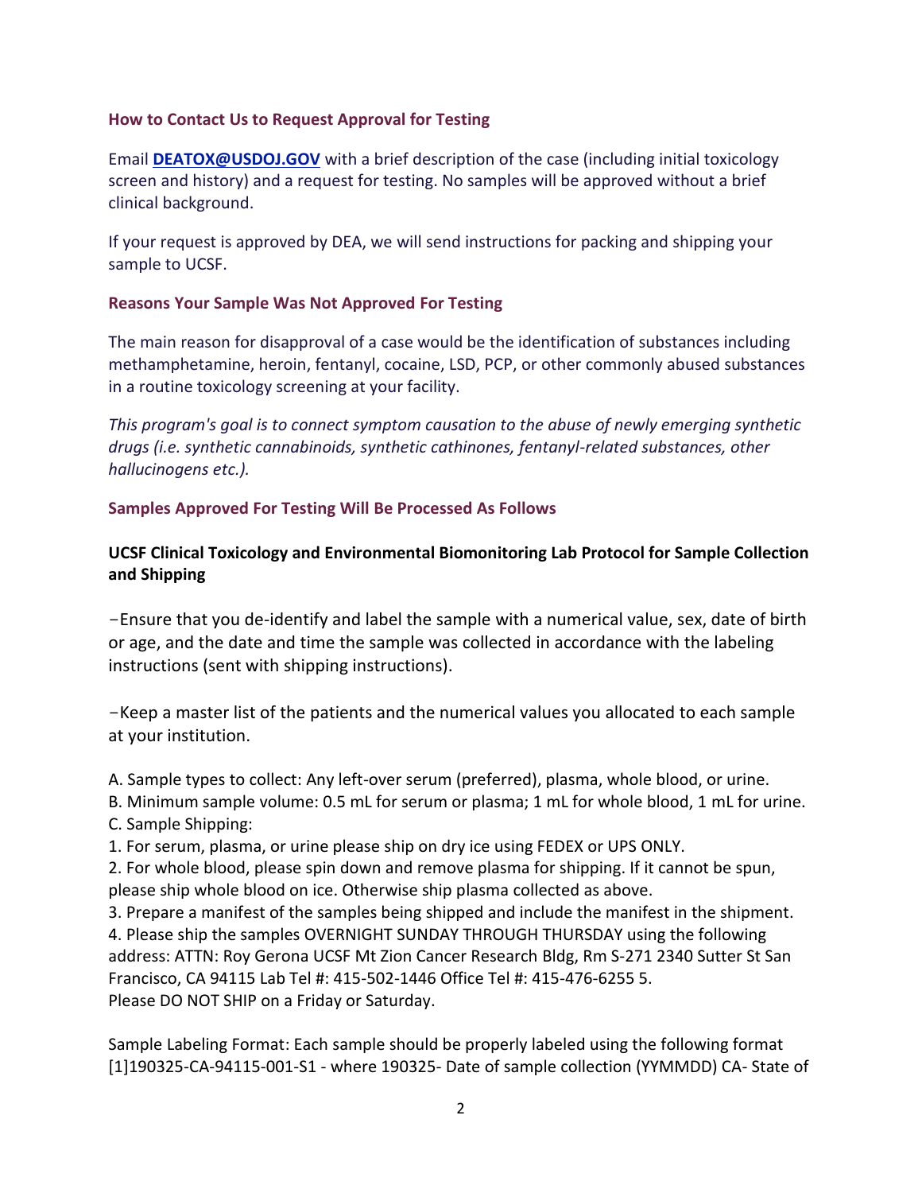### How to Contact Us to Request Approval for Testing

Email **[DEATOX@USDOJ.GOV](mailto:DEATOX@USDOJ.GOV)** with a brief description of the case (including initial toxicology screen and history) and a request for testing. No samples will be approved without a brief clinical background.

If your request is approved by DEA, we will send instructions for packing and shipping your sample to UCSF.

### Reasons Your Sample Was Not Approved For Testing

The main reason for disapproval of a case would be the identification of substances including methamphetamine, heroin, fentanyl, cocaine, LSD, PCP, or other commonly abused substances in a routine toxicology screening at your facility.

*This program's goal is to connect symptom causation to the abuse of newly emerging synthetic drugs (i.e. synthetic cannabinoids, synthetic cathinones, fentanyl-related substances, other hallucinogens etc.).*

### Samples Approved For Testing Will Be Processed As Follows

**UCSF Clinical Toxicology and Environmental Biomonitoring Lab Protocol for Sample Collection and Shipping**

−Ensure that you de-identify and label the sample with a numerical value, sex, date of birth or age, and the date and time the sample was collected in accordance with the labeling instructions (sent with shipping instructions).

−Keep a master list of the patients and the numerical values you allocated to each sample at your institution.

A. Sample types to collect: Any left-over serum (preferred), plasma, whole blood, or urine.
B. Minimum sample volume: 0.5 mL for serum or plasma; 1 mL for whole blood, 1 mL for urine.
C. Sample Shipping:
1. For serum, plasma, or urine please ship on dry ice using FEDEX or UPS ONLY.
2. For whole blood, please spin down and remove plasma for shipping. If it cannot be spun, please ship whole blood on ice. Otherwise ship plasma collected as above.
3. Prepare a manifest of the samples being shipped and include the manifest in the shipment.
4. Please ship the samples OVERNIGHT SUNDAY THROUGH THURSDAY using the following address: ATTN: Roy Gerona UCSF Mt Zion Cancer Research Bldg, Rm S-271 2340 Sutter St San Francisco, CA 94115 Lab Tel #: 415-502-1446 Office Tel #: 415-476-6255 5.
Please DO NOT SHIP on a Friday or Saturday.

Sample Labeling Format: Each sample should be properly labeled using the following format [1]190325-CA-94115-001-S1 - where 190325- Date of sample collection (YYMMDD) CA- State of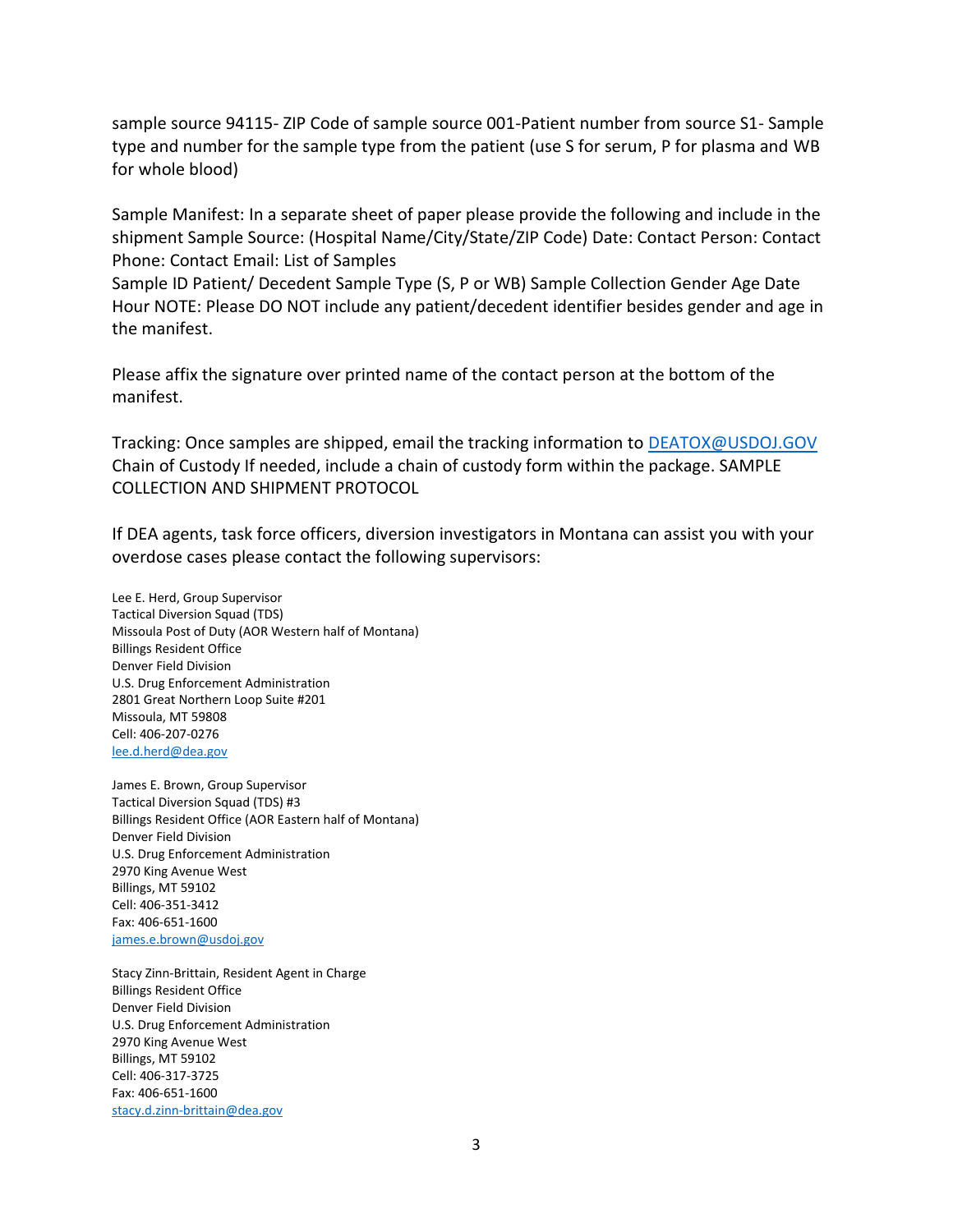sample source 94115- ZIP Code of sample source 001-Patient number from source S1- Sample type and number for the sample type from the patient (use S for serum, P for plasma and WB for whole blood)

Sample Manifest: In a separate sheet of paper please provide the following and include in the shipment Sample Source: (Hospital Name/City/State/ZIP Code) Date: Contact Person: Contact Phone: Contact Email: List of Samples
Sample ID Patient/ Decedent Sample Type (S, P or WB) Sample Collection Gender Age Date Hour NOTE: Please DO NOT include any patient/decedent identifier besides gender and age in the manifest.

Please affix the signature over printed name of the contact person at the bottom of the manifest.

Tracking: Once samples are shipped, email the tracking information to DEATOX@USDOJ.GOV Chain of Custody If needed, include a chain of custody form within the package. SAMPLE COLLECTION AND SHIPMENT PROTOCOL

If DEA agents, task force officers, diversion investigators in Montana can assist you with your overdose cases please contact the following supervisors:

Lee E. Herd, Group Supervisor
Tactical Diversion Squad (TDS)
Missoula Post of Duty (AOR Western half of Montana)
Billings Resident Office
Denver Field Division
U.S. Drug Enforcement Administration
2801 Great Northern Loop Suite #201
Missoula, MT 59808
Cell: 406-207-0276
lee.d.herd@dea.gov

James E. Brown, Group Supervisor
Tactical Diversion Squad (TDS) #3
Billings Resident Office (AOR Eastern half of Montana)
Denver Field Division
U.S. Drug Enforcement Administration
2970 King Avenue West
Billings, MT 59102
Cell: 406-351-3412
Fax: 406-651-1600
james.e.brown@usdoj.gov

Stacy Zinn-Brittain, Resident Agent in Charge
Billings Resident Office
Denver Field Division
U.S. Drug Enforcement Administration
2970 King Avenue West
Billings, MT 59102
Cell: 406-317-3725
Fax: 406-651-1600
stacy.d.zinn-brittain@dea.gov